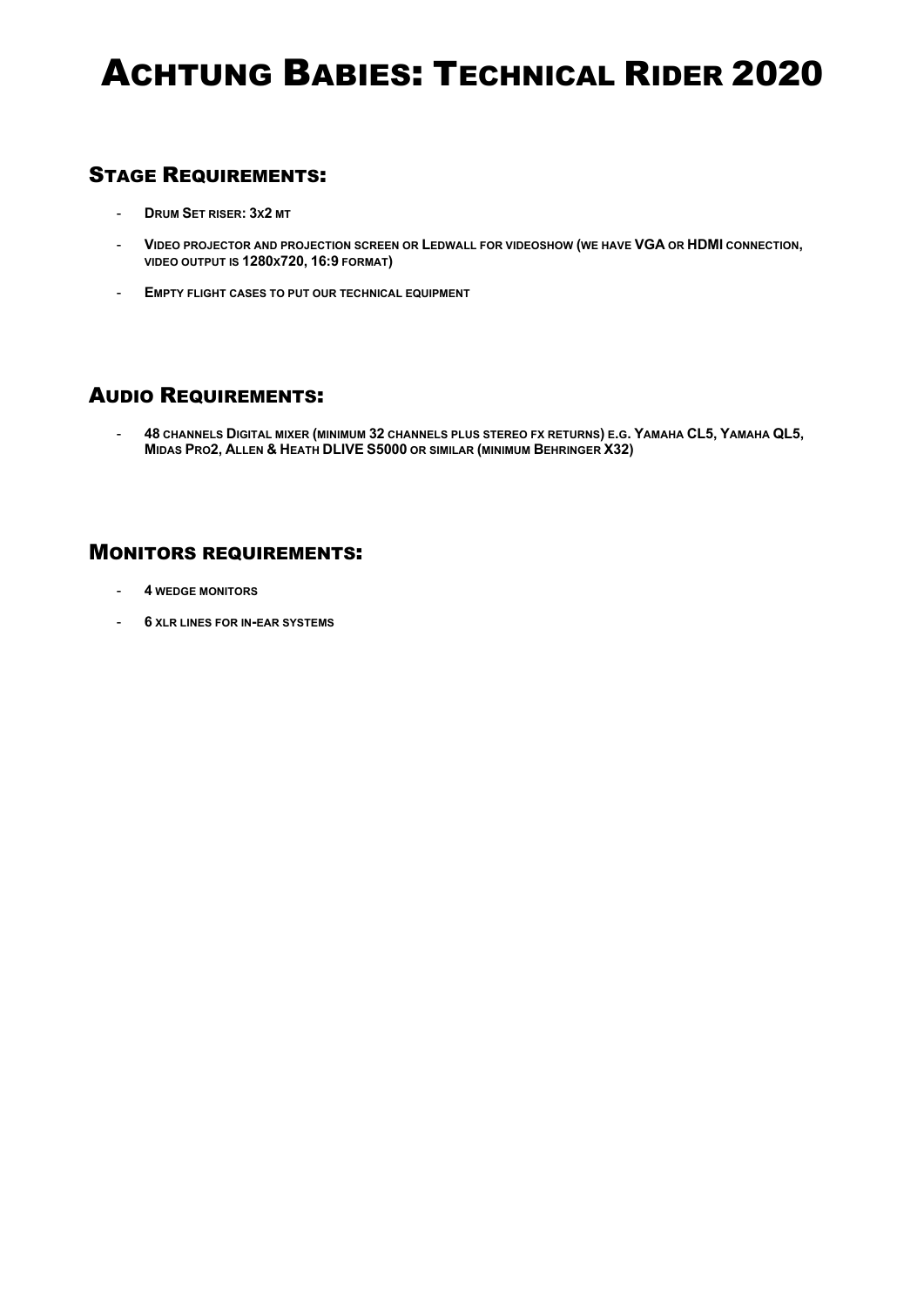# Achtung Babies: Technical Rider 2020

## Stage Requirements:

- **Drum Set riser: 3x2 mt**
- **Video projector and projection screen or Ledwall for videoshow (we have VGA or HDMI connection, video output is 1280x720, 16:9 format)**
- **Empty flight cases to put our technical equipment**

## Audio Requirements:

- **48 channels Digital mixer (minimum 32 channels plus stereo fx returns) e.g. Yamaha CL5, Yamaha QL5, Midas Pro2, Allen & Heath DLIVE S5000 or similar (minimum Behringer X32)**

## Monitors requirements:

- **4 wedge monitors**
- **6 XLR lines for in-ear systems**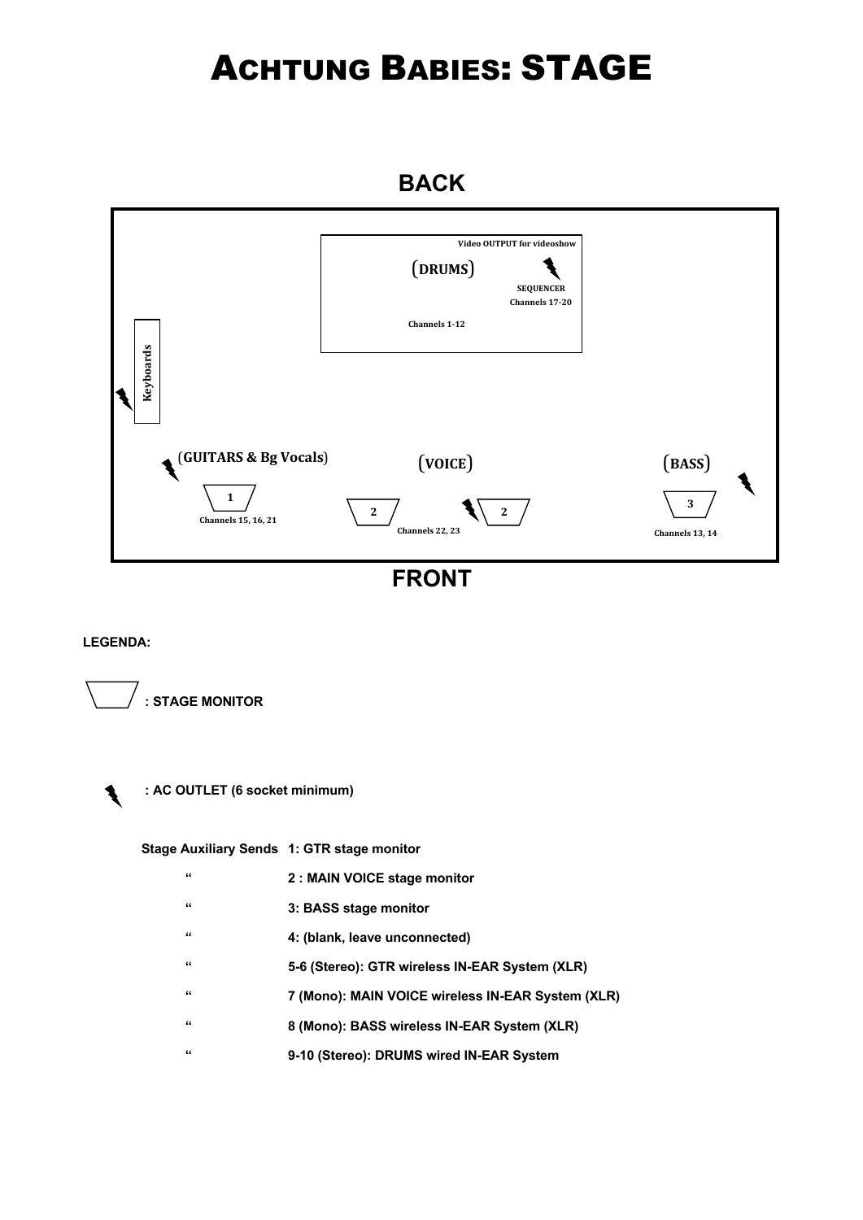# ACHTUNG BABIES: STAGE

**BACK**

Video OUTPUT for videoshow

(DRUMS)

SEQUENCER
Channels 17-20

Channels 1-12

Keyboards

(GUITARS & Bg Vocals)

1

Channels 15, 16, 21

(VOICE)

2 2

Channels 22, 23

(BASS)

3

Channels 13, 14

**FRONT**

**LEGENDA:**

**: STAGE MONITOR**

**: AC OUTLET (6 socket minimum)**

| | |
|---|---|
| **Stage Auxiliary Sends** | **1: GTR stage monitor** |
| **"** | **2 : MAIN VOICE stage monitor** |
| **"** | **3: BASS stage monitor** |
| **"** | **4: (blank, leave unconnected)** |
| **"** | **5-6 (Stereo): GTR wireless IN-EAR System (XLR)** |
| **"** | **7 (Mono): MAIN VOICE wireless IN-EAR System (XLR)** |
| **"** | **8 (Mono): BASS wireless IN-EAR System (XLR)** |
| **"** | **9-10 (Stereo): DRUMS wired IN-EAR System** |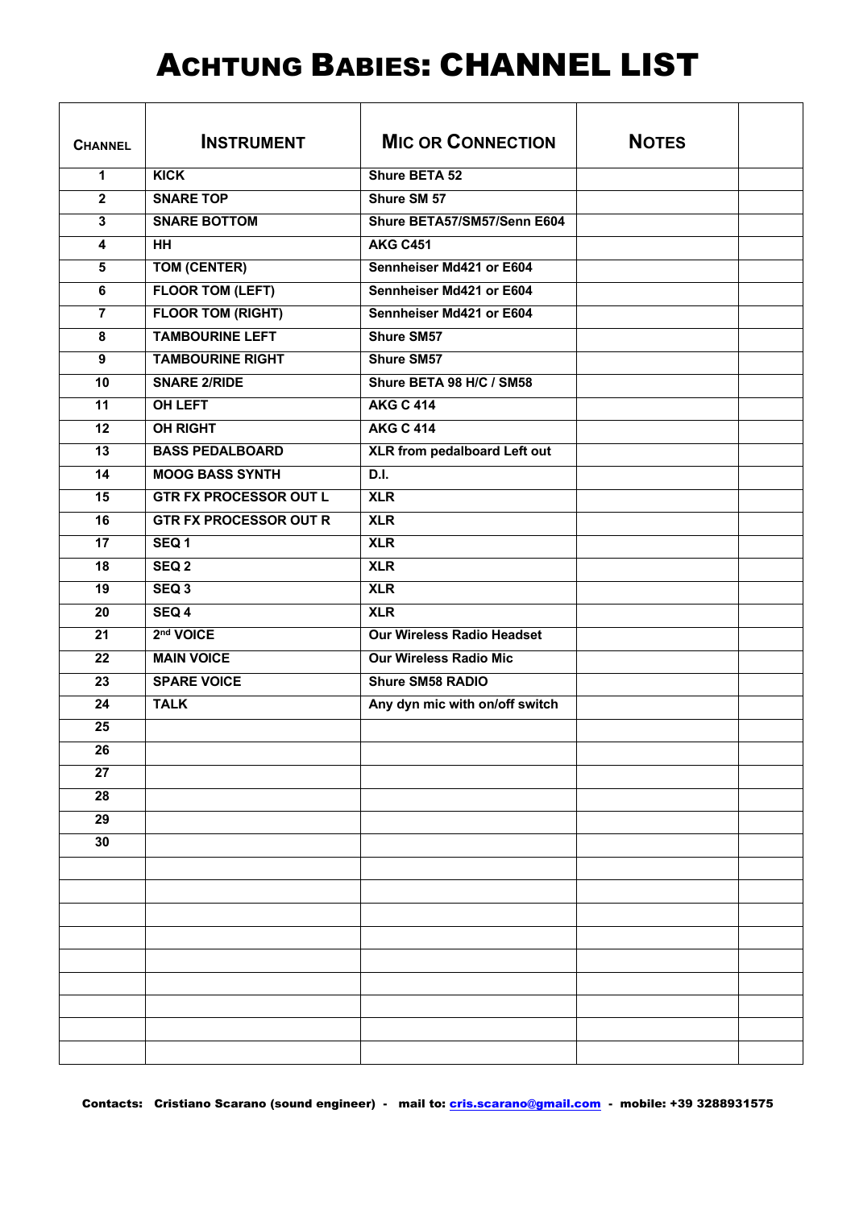# ACHTUNG BABIES: CHANNEL LIST

| CHANNEL | INSTRUMENT | MIC OR CONNECTION | NOTES | |
|---|---|---|---|---|
| 1 | KICK | Shure BETA 52 | | |
| 2 | SNARE TOP | Shure SM 57 | | |
| 3 | SNARE BOTTOM | Shure BETA57/SM57/Senn E604 | | |
| 4 | HH | AKG C451 | | |
| 5 | TOM (CENTER) | Sennheiser Md421 or E604 | | |
| 6 | FLOOR TOM (LEFT) | Sennheiser Md421 or E604 | | |
| 7 | FLOOR TOM (RIGHT) | Sennheiser Md421 or E604 | | |
| 8 | TAMBOURINE LEFT | Shure SM57 | | |
| 9 | TAMBOURINE RIGHT | Shure SM57 | | |
| 10 | SNARE 2/RIDE | Shure BETA 98 H/C / SM58 | | |
| 11 | OH LEFT | AKG C 414 | | |
| 12 | OH RIGHT | AKG C 414 | | |
| 13 | BASS PEDALBOARD | XLR from pedalboard Left out | | |
| 14 | MOOG BASS SYNTH | D.I. | | |
| 15 | GTR FX PROCESSOR OUT L | XLR | | |
| 16 | GTR FX PROCESSOR OUT R | XLR | | |
| 17 | SEQ 1 | XLR | | |
| 18 | SEQ 2 | XLR | | |
| 19 | SEQ 3 | XLR | | |
| 20 | SEQ 4 | XLR | | |
| 21 | 2nd VOICE | Our Wireless Radio Headset | | |
| 22 | MAIN VOICE | Our Wireless Radio Mic | | |
| 23 | SPARE VOICE | Shure SM58 RADIO | | |
| 24 | TALK | Any dyn mic with on/off switch | | |
| 25 | | | | |
| 26 | | | | |
| 27 | | | | |
| 28 | | | | |
| 29 | | | | |
| 30 | | | | |
| | | | | |
| | | | | |
| | | | | |
| | | | | |
| | | | | |
| | | | | |
| | | | | |
| | | | | |
| | | | | |

**Contacts: Cristiano Scarano (sound engineer) - mail to: cris.scarano@gmail.com - mobile: +39 3288931575**